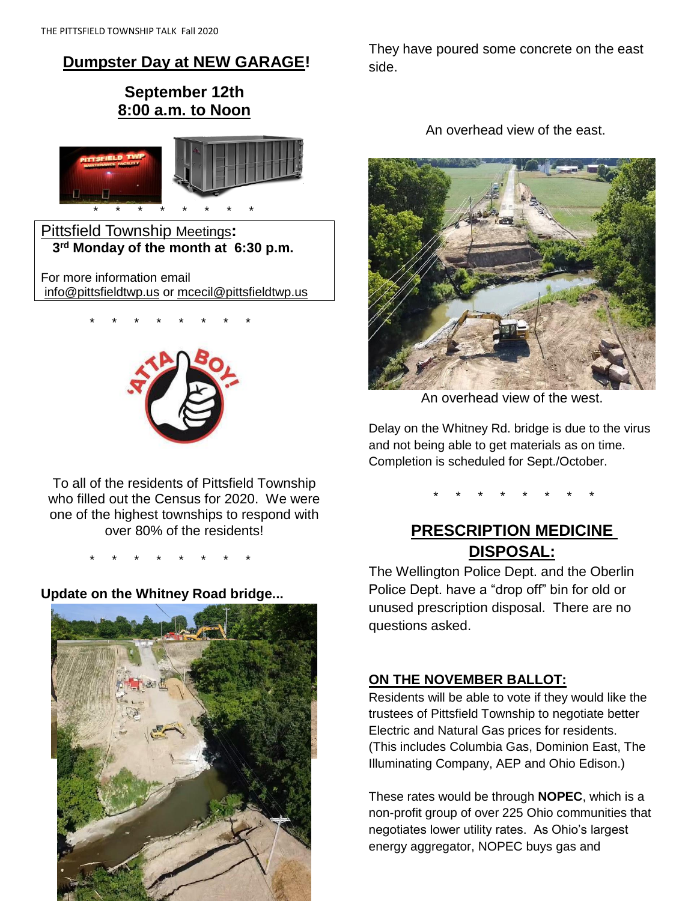## Dumpster Day at NEW GARAGE!

**September 12th**
**8:00 a.m. to Noon**

\* \* \* \* \* \* \* \*

Pittsfield Township Meetings:
**3rd Monday of the month at 6:30 p.m.**

For more information email
info@pittsfieldtwp.us or mcecil@pittsfieldtwp.us

\* \* \* \* \* \* \* \*

To all of the residents of Pittsfield Township who filled out the Census for 2020. We were one of the highest townships to respond with over 80% of the residents!

\* \* \* \* \* \* \* \*

**Update on the Whitney Road bridge...**

They have poured some concrete on the east side.

An overhead view of the east.

An overhead view of the west.

Delay on the Whitney Rd. bridge is due to the virus and not being able to get materials as on time. Completion is scheduled for Sept./October.

\* \* \* \* \* \* \* \*

## PRESCRIPTION MEDICINE DISPOSAL:

The Wellington Police Dept. and the Oberlin Police Dept. have a "drop off" bin for old or unused prescription disposal. There are no questions asked.

### ON THE NOVEMBER BALLOT:

Residents will be able to vote if they would like the trustees of Pittsfield Township to negotiate better Electric and Natural Gas prices for residents. (This includes Columbia Gas, Dominion East, The Illuminating Company, AEP and Ohio Edison.)

These rates would be through **NOPEC**, which is a non-profit group of over 225 Ohio communities that negotiates lower utility rates. As Ohio's largest energy aggregator, NOPEC buys gas and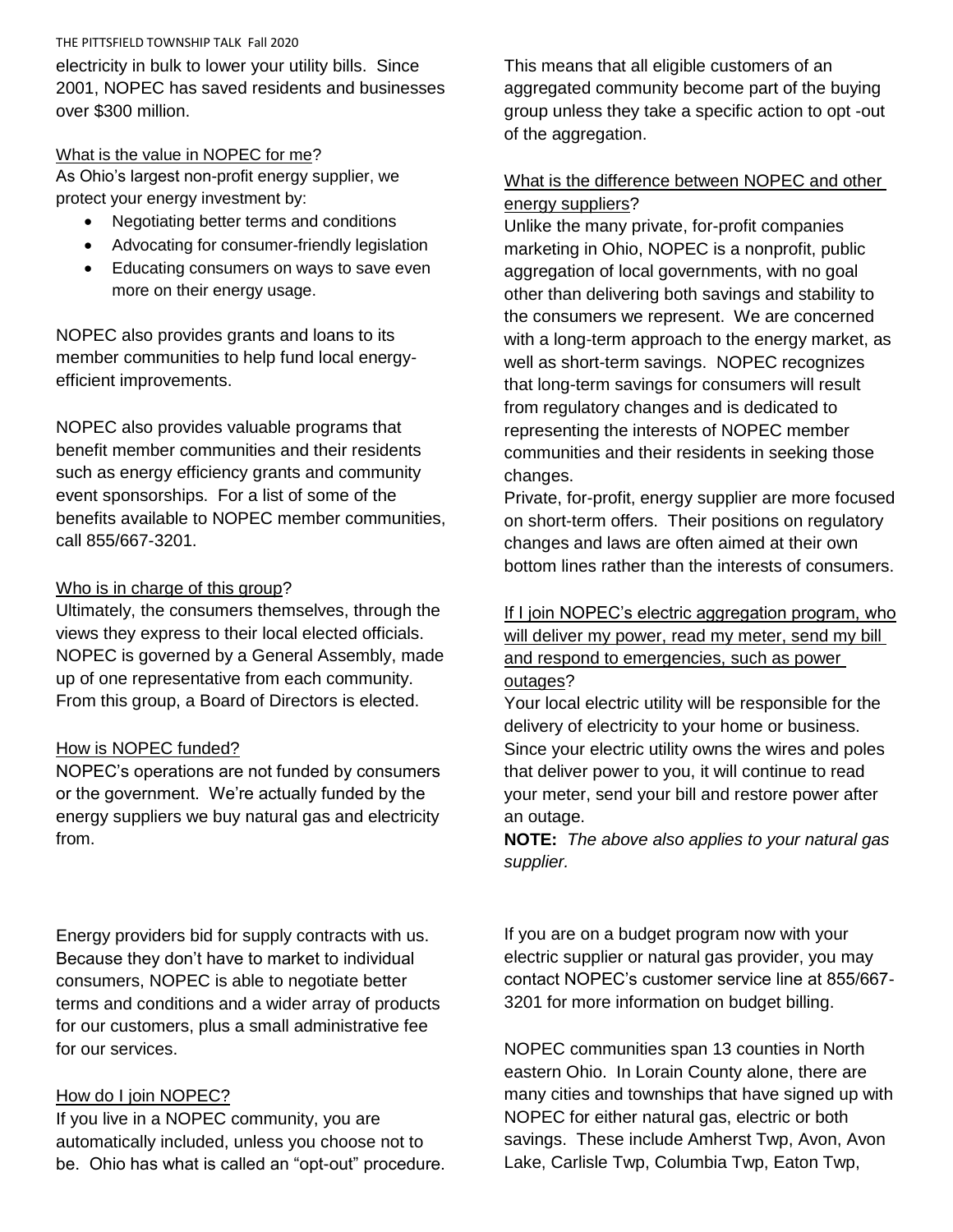electricity in bulk to lower your utility bills. Since 2001, NOPEC has saved residents and businesses over $300 million.

<u>What is the value in NOPEC for me</u>?

As Ohio's largest non-profit energy supplier, we protect your energy investment by:

- Negotiating better terms and conditions
- Advocating for consumer-friendly legislation
- Educating consumers on ways to save even more on their energy usage.

NOPEC also provides grants and loans to its member communities to help fund local energy-efficient improvements.

NOPEC also provides valuable programs that benefit member communities and their residents such as energy efficiency grants and community event sponsorships. For a list of some of the benefits available to NOPEC member communities, call 855/667-3201.

<u>Who is in charge of this group</u>?

Ultimately, the consumers themselves, through the views they express to their local elected officials. NOPEC is governed by a General Assembly, made up of one representative from each community. From this group, a Board of Directors is elected.

<u>How is NOPEC funded?</u>

NOPEC's operations are not funded by consumers or the government. We're actually funded by the energy suppliers we buy natural gas and electricity from.

Energy providers bid for supply contracts with us. Because they don't have to market to individual consumers, NOPEC is able to negotiate better terms and conditions and a wider array of products for our customers, plus a small administrative fee for our services.

<u>How do I join NOPEC?</u>

If you live in a NOPEC community, you are automatically included, unless you choose not to be. Ohio has what is called an "opt-out" procedure. This means that all eligible customers of an aggregated community become part of the buying group unless they take a specific action to opt -out of the aggregation.

<u>What is the difference between NOPEC and other energy suppliers</u>?

Unlike the many private, for-profit companies marketing in Ohio, NOPEC is a nonprofit, public aggregation of local governments, with no goal other than delivering both savings and stability to the consumers we represent. We are concerned with a long-term approach to the energy market, as well as short-term savings. NOPEC recognizes that long-term savings for consumers will result from regulatory changes and is dedicated to representing the interests of NOPEC member communities and their residents in seeking those changes.

Private, for-profit, energy supplier are more focused on short-term offers. Their positions on regulatory changes and laws are often aimed at their own bottom lines rather than the interests of consumers.

<u>If I join NOPEC's electric aggregation program, who will deliver my power, read my meter, send my bill and respond to emergencies, such as power outages</u>?

Your local electric utility will be responsible for the delivery of electricity to your home or business. Since your electric utility owns the wires and poles that deliver power to you, it will continue to read your meter, send your bill and restore power after an outage.

**NOTE:** *The above also applies to your natural gas supplier.*

If you are on a budget program now with your electric supplier or natural gas provider, you may contact NOPEC's customer service line at 855/667-3201 for more information on budget billing.

NOPEC communities span 13 counties in North eastern Ohio. In Lorain County alone, there are many cities and townships that have signed up with NOPEC for either natural gas, electric or both savings. These include Amherst Twp, Avon, Avon Lake, Carlisle Twp, Columbia Twp, Eaton Twp,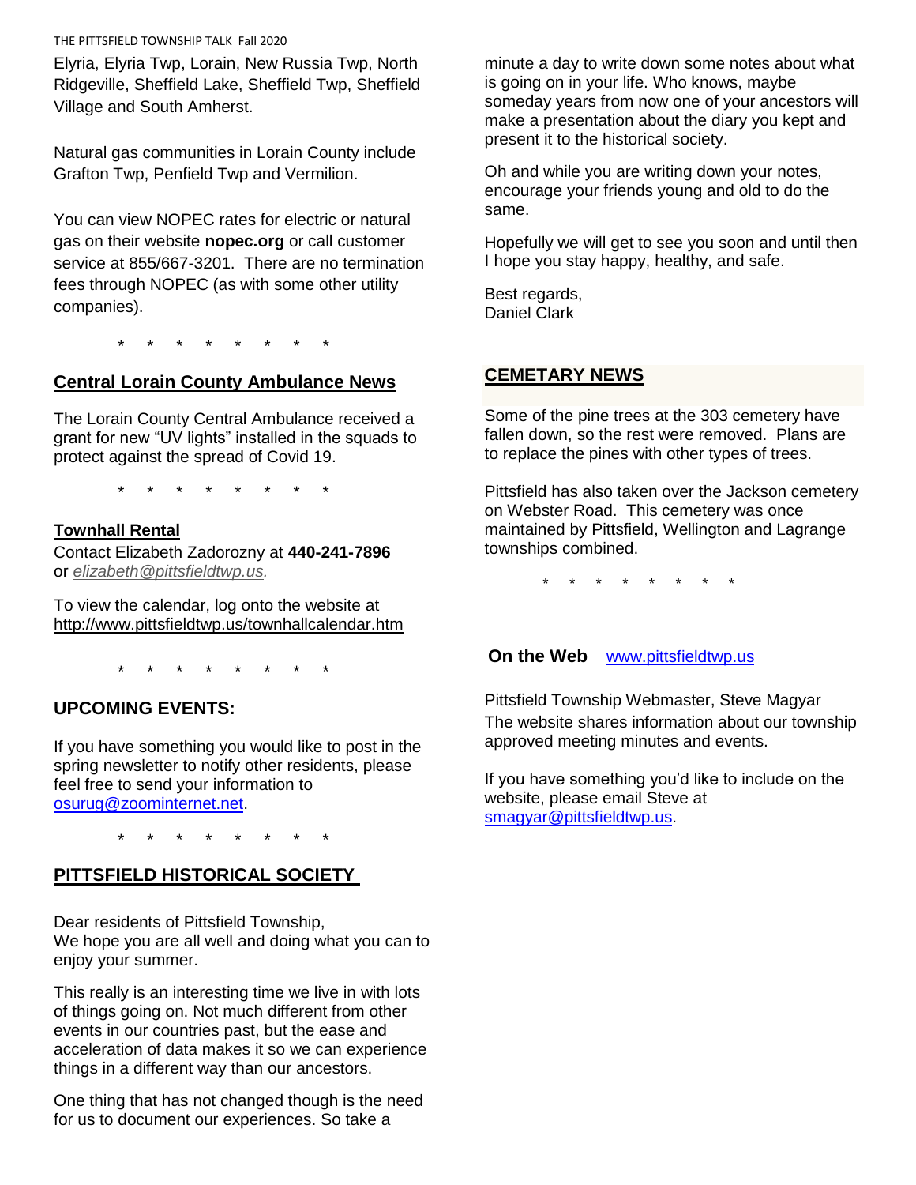Elyria, Elyria Twp, Lorain, New Russia Twp, North Ridgeville, Sheffield Lake, Sheffield Twp, Sheffield Village and South Amherst.

Natural gas communities in Lorain County include Grafton Twp, Penfield Twp and Vermilion.

You can view NOPEC rates for electric or natural gas on their website **nopec.org** or call customer service at 855/667-3201. There are no termination fees through NOPEC (as with some other utility companies).

\* \* \* \* \* \* \* \*

## Central Lorain County Ambulance News

The Lorain County Central Ambulance received a grant for new "UV lights" installed in the squads to protect against the spread of Covid 19.

\* \* \* \* \* \* \* \*

## Townhall Rental

Contact Elizabeth Zadorozny at **440-241-7896** or *elizabeth@pittsfieldtwp.us.*

To view the calendar, log onto the website at http://www.pittsfieldtwp.us/townhallcalendar.htm

\* \* \* \* \* \* \* \*

## UPCOMING EVENTS:

If you have something you would like to post in the spring newsletter to notify other residents, please feel free to send your information to osurug@zoominternet.net.

\* \* \* \* \* \* \* \*

## PITTSFIELD HISTORICAL SOCIETY

Dear residents of Pittsfield Township,
We hope you are all well and doing what you can to enjoy your summer.

This really is an interesting time we live in with lots of things going on. Not much different from other events in our countries past, but the ease and acceleration of data makes it so we can experience things in a different way than our ancestors.

One thing that has not changed though is the need for us to document our experiences. So take a minute a day to write down some notes about what is going on in your life. Who knows, maybe someday years from now one of your ancestors will make a presentation about the diary you kept and present it to the historical society.

Oh and while you are writing down your notes, encourage your friends young and old to do the same.

Hopefully we will get to see you soon and until then I hope you stay happy, healthy, and safe.

Best regards,
Daniel Clark

## CEMETARY NEWS

Some of the pine trees at the 303 cemetery have fallen down, so the rest were removed. Plans are to replace the pines with other types of trees.

Pittsfield has also taken over the Jackson cemetery on Webster Road. This cemetery was once maintained by Pittsfield, Wellington and Lagrange townships combined.

\* \* \* \* \* \* \* \*

## On the Web www.pittsfieldtwp.us

Pittsfield Township Webmaster, Steve Magyar
The website shares information about our township approved meeting minutes and events.

If you have something you'd like to include on the website, please email Steve at smagyar@pittsfieldtwp.us.